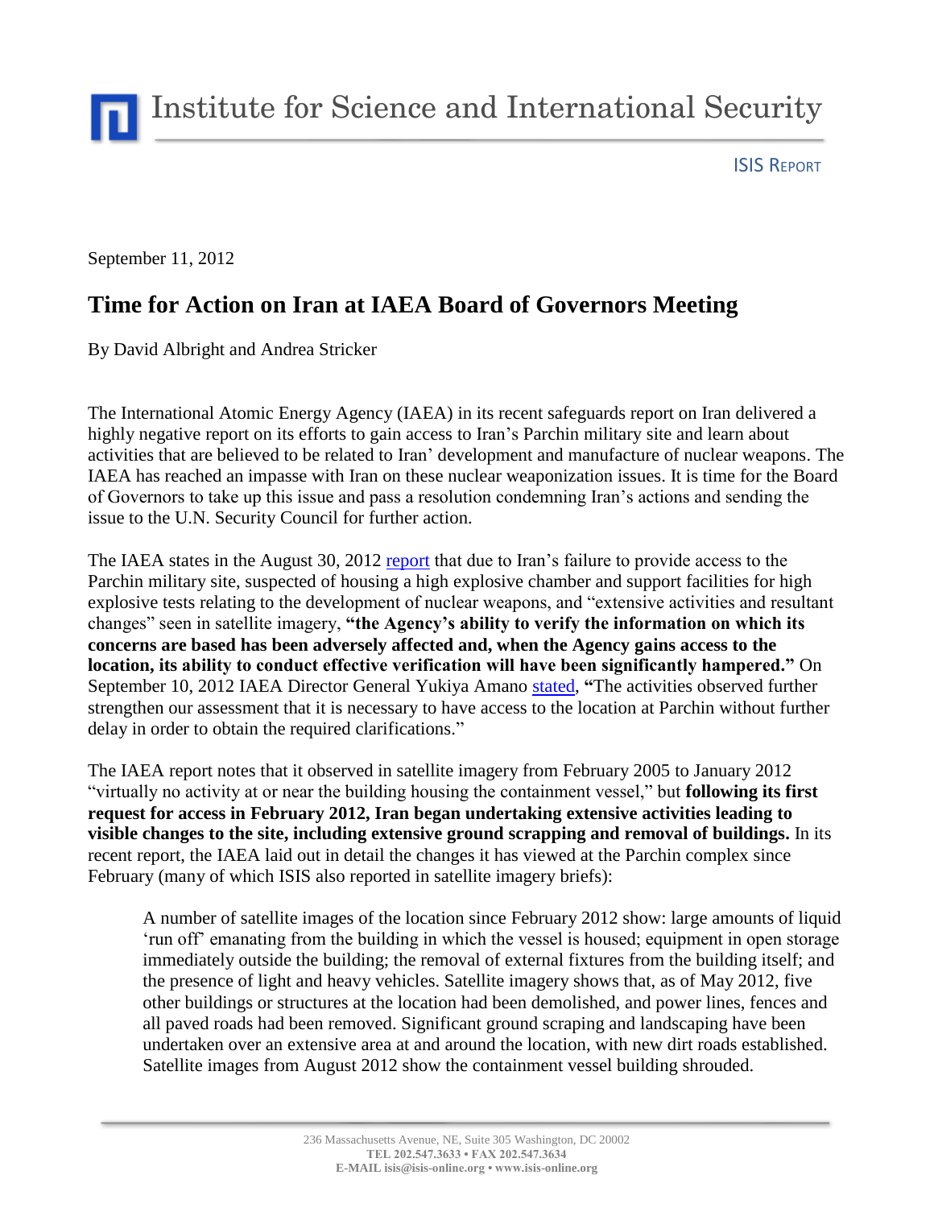Institute for Science and International Security

ISIS REPORT

September 11, 2012

# Time for Action on Iran at IAEA Board of Governors Meeting

By David Albright and Andrea Stricker

The International Atomic Energy Agency (IAEA) in its recent safeguards report on Iran delivered a highly negative report on its efforts to gain access to Iran's Parchin military site and learn about activities that are believed to be related to Iran' development and manufacture of nuclear weapons. The IAEA has reached an impasse with Iran on these nuclear weaponization issues. It is time for the Board of Governors to take up this issue and pass a resolution condemning Iran's actions and sending the issue to the U.N. Security Council for further action.

The IAEA states in the August 30, 2012 report that due to Iran's failure to provide access to the Parchin military site, suspected of housing a high explosive chamber and support facilities for high explosive tests relating to the development of nuclear weapons, and "extensive activities and resultant changes" seen in satellite imagery, **"the Agency's ability to verify the information on which its concerns are based has been adversely affected and, when the Agency gains access to the location, its ability to conduct effective verification will have been significantly hampered."** On September 10, 2012 IAEA Director General Yukiya Amano stated, **"**The activities observed further strengthen our assessment that it is necessary to have access to the location at Parchin without further delay in order to obtain the required clarifications."

The IAEA report notes that it observed in satellite imagery from February 2005 to January 2012 "virtually no activity at or near the building housing the containment vessel," but **following its first request for access in February 2012, Iran began undertaking extensive activities leading to visible changes to the site, including extensive ground scrapping and removal of buildings.** In its recent report, the IAEA laid out in detail the changes it has viewed at the Parchin complex since February (many of which ISIS also reported in satellite imagery briefs):

> A number of satellite images of the location since February 2012 show: large amounts of liquid 'run off' emanating from the building in which the vessel is housed; equipment in open storage immediately outside the building; the removal of external fixtures from the building itself; and the presence of light and heavy vehicles. Satellite imagery shows that, as of May 2012, five other buildings or structures at the location had been demolished, and power lines, fences and all paved roads had been removed. Significant ground scraping and landscaping have been undertaken over an extensive area at and around the location, with new dirt roads established. Satellite images from August 2012 show the containment vessel building shrouded.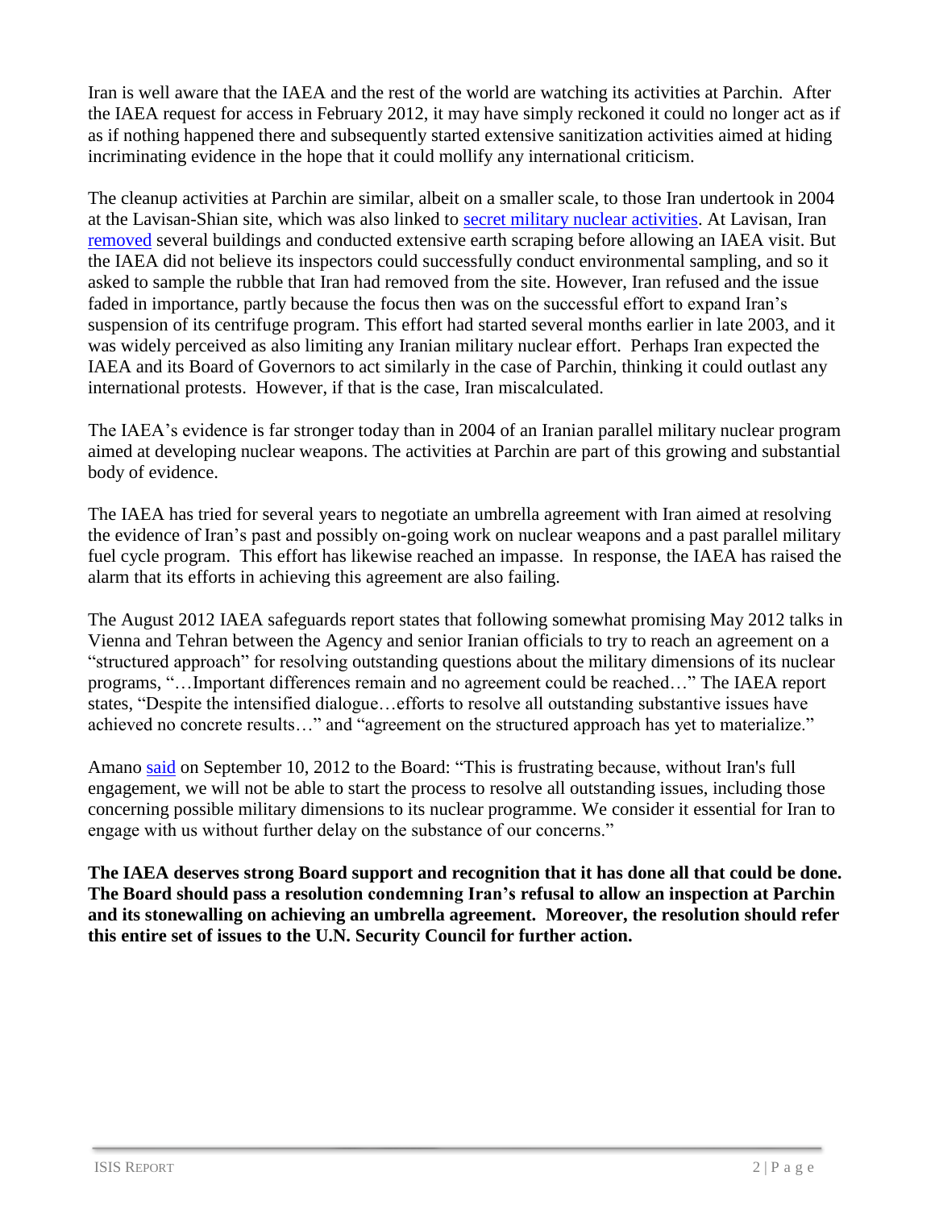Iran is well aware that the IAEA and the rest of the world are watching its activities at Parchin. After the IAEA request for access in February 2012, it may have simply reckoned it could no longer act as if as if nothing happened there and subsequently started extensive sanitization activities aimed at hiding incriminating evidence in the hope that it could mollify any international criticism.

The cleanup activities at Parchin are similar, albeit on a smaller scale, to those Iran undertook in 2004 at the Lavisan-Shian site, which was also linked to secret military nuclear activities. At Lavisan, Iran removed several buildings and conducted extensive earth scraping before allowing an IAEA visit. But the IAEA did not believe its inspectors could successfully conduct environmental sampling, and so it asked to sample the rubble that Iran had removed from the site. However, Iran refused and the issue faded in importance, partly because the focus then was on the successful effort to expand Iran's suspension of its centrifuge program. This effort had started several months earlier in late 2003, and it was widely perceived as also limiting any Iranian military nuclear effort. Perhaps Iran expected the IAEA and its Board of Governors to act similarly in the case of Parchin, thinking it could outlast any international protests. However, if that is the case, Iran miscalculated.

The IAEA's evidence is far stronger today than in 2004 of an Iranian parallel military nuclear program aimed at developing nuclear weapons. The activities at Parchin are part of this growing and substantial body of evidence.

The IAEA has tried for several years to negotiate an umbrella agreement with Iran aimed at resolving the evidence of Iran's past and possibly on-going work on nuclear weapons and a past parallel military fuel cycle program. This effort has likewise reached an impasse. In response, the IAEA has raised the alarm that its efforts in achieving this agreement are also failing.

The August 2012 IAEA safeguards report states that following somewhat promising May 2012 talks in Vienna and Tehran between the Agency and senior Iranian officials to try to reach an agreement on a "structured approach" for resolving outstanding questions about the military dimensions of its nuclear programs, "…Important differences remain and no agreement could be reached…" The IAEA report states, "Despite the intensified dialogue…efforts to resolve all outstanding substantive issues have achieved no concrete results…" and "agreement on the structured approach has yet to materialize."

Amano said on September 10, 2012 to the Board: "This is frustrating because, without Iran's full engagement, we will not be able to start the process to resolve all outstanding issues, including those concerning possible military dimensions to its nuclear programme. We consider it essential for Iran to engage with us without further delay on the substance of our concerns."

**The IAEA deserves strong Board support and recognition that it has done all that could be done. The Board should pass a resolution condemning Iran's refusal to allow an inspection at Parchin and its stonewalling on achieving an umbrella agreement. Moreover, the resolution should refer this entire set of issues to the U.N. Security Council for further action.**